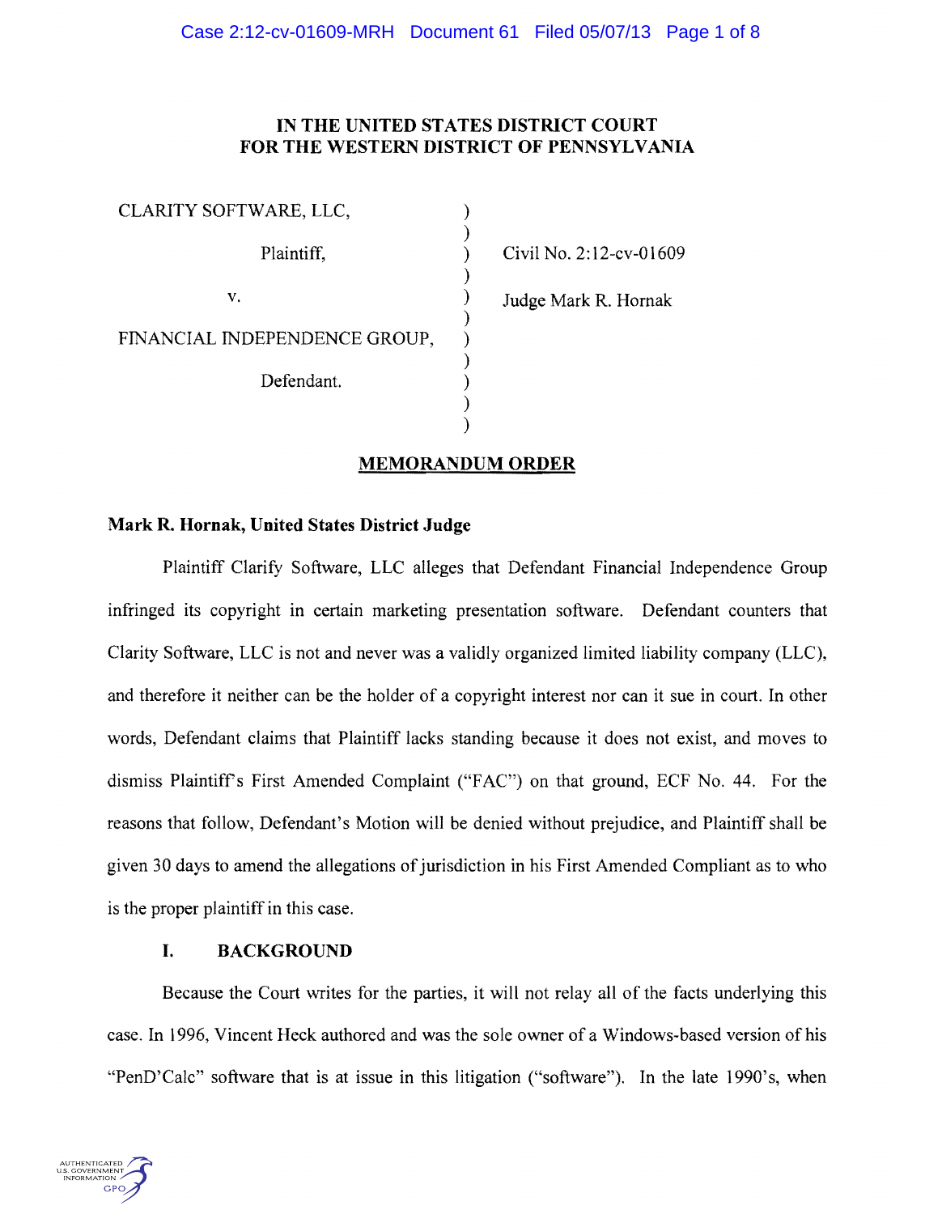# IN THE UNITED STATES DISTRICT COURT
# FOR THE WESTERN DISTRICT OF PENNSYLVANIA

| | | |
|---|---|---|
| CLARITY SOFTWARE, LLC, | ) | |
| Plaintiff, | ) | Civil No. 2:12-cv-01609 |
| v. | ) | Judge Mark R. Hornak |
| FINANCIAL INDEPENDENCE GROUP, | ) | |
| Defendant. | ) | |

## MEMORANDUM ORDER

**Mark R. Hornak, United States District Judge**

Plaintiff Clarify Software, LLC alleges that Defendant Financial Independence Group infringed its copyright in certain marketing presentation software. Defendant counters that Clarity Software, LLC is not and never was a validly organized limited liability company (LLC), and therefore it neither can be the holder of a copyright interest nor can it sue in court. In other words, Defendant claims that Plaintiff lacks standing because it does not exist, and moves to dismiss Plaintiff's First Amended Complaint ("FAC") on that ground, ECF No. 44. For the reasons that follow, Defendant's Motion will be denied without prejudice, and Plaintiff shall be given 30 days to amend the allegations of jurisdiction in his First Amended Compliant as to who is the proper plaintiff in this case.

### I. BACKGROUND

Because the Court writes for the parties, it will not relay all of the facts underlying this case. In 1996, Vincent Heck authored and was the sole owner of a Windows-based version of his "PenD'Calc" software that is at issue in this litigation ("software"). In the late 1990's, when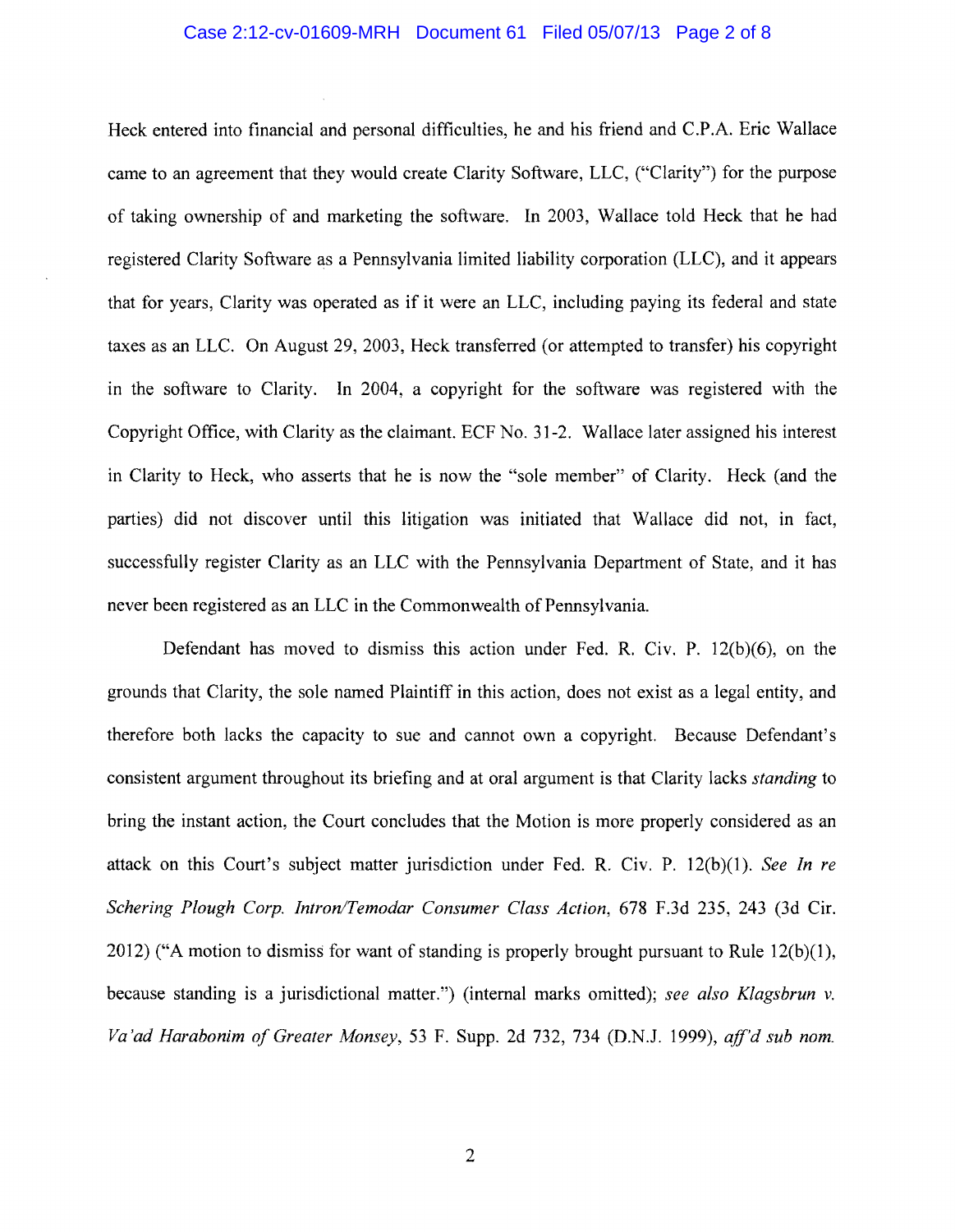Heck entered into financial and personal difficulties, he and his friend and C.P.A. Eric Wallace came to an agreement that they would create Clarity Software, LLC, ("Clarity") for the purpose of taking ownership of and marketing the software. In 2003, Wallace told Heck that he had registered Clarity Software as a Pennsylvania limited liability corporation (LLC), and it appears that for years, Clarity was operated as if it were an LLC, including paying its federal and state taxes as an LLC. On August 29, 2003, Heck transferred (or attempted to transfer) his copyright in the software to Clarity. In 2004, a copyright for the software was registered with the Copyright Office, with Clarity as the claimant. ECF No. 31-2. Wallace later assigned his interest in Clarity to Heck, who asserts that he is now the "sole member" of Clarity. Heck (and the parties) did not discover until this litigation was initiated that Wallace did not, in fact, successfully register Clarity as an LLC with the Pennsylvania Department of State, and it has never been registered as an LLC in the Commonwealth of Pennsylvania.

Defendant has moved to dismiss this action under Fed. R. Civ. P. 12(b)(6), on the grounds that Clarity, the sole named Plaintiff in this action, does not exist as a legal entity, and therefore both lacks the capacity to sue and cannot own a copyright. Because Defendant's consistent argument throughout its briefing and at oral argument is that Clarity lacks *standing* to bring the instant action, the Court concludes that the Motion is more properly considered as an attack on this Court's subject matter jurisdiction under Fed. R. Civ. P. 12(b)(1). *See In re Schering Plough Corp. Intron/Temodar Consumer Class Action*, 678 F.3d 235, 243 (3d Cir. 2012) ("A motion to dismiss for want of standing is properly brought pursuant to Rule 12(b)(1), because standing is a jurisdictional matter.") (internal marks omitted); *see also Klagsbrun v. Va'ad Harabonim of Greater Monsey*, 53 F. Supp. 2d 732, 734 (D.N.J. 1999), *aff'd sub nom.*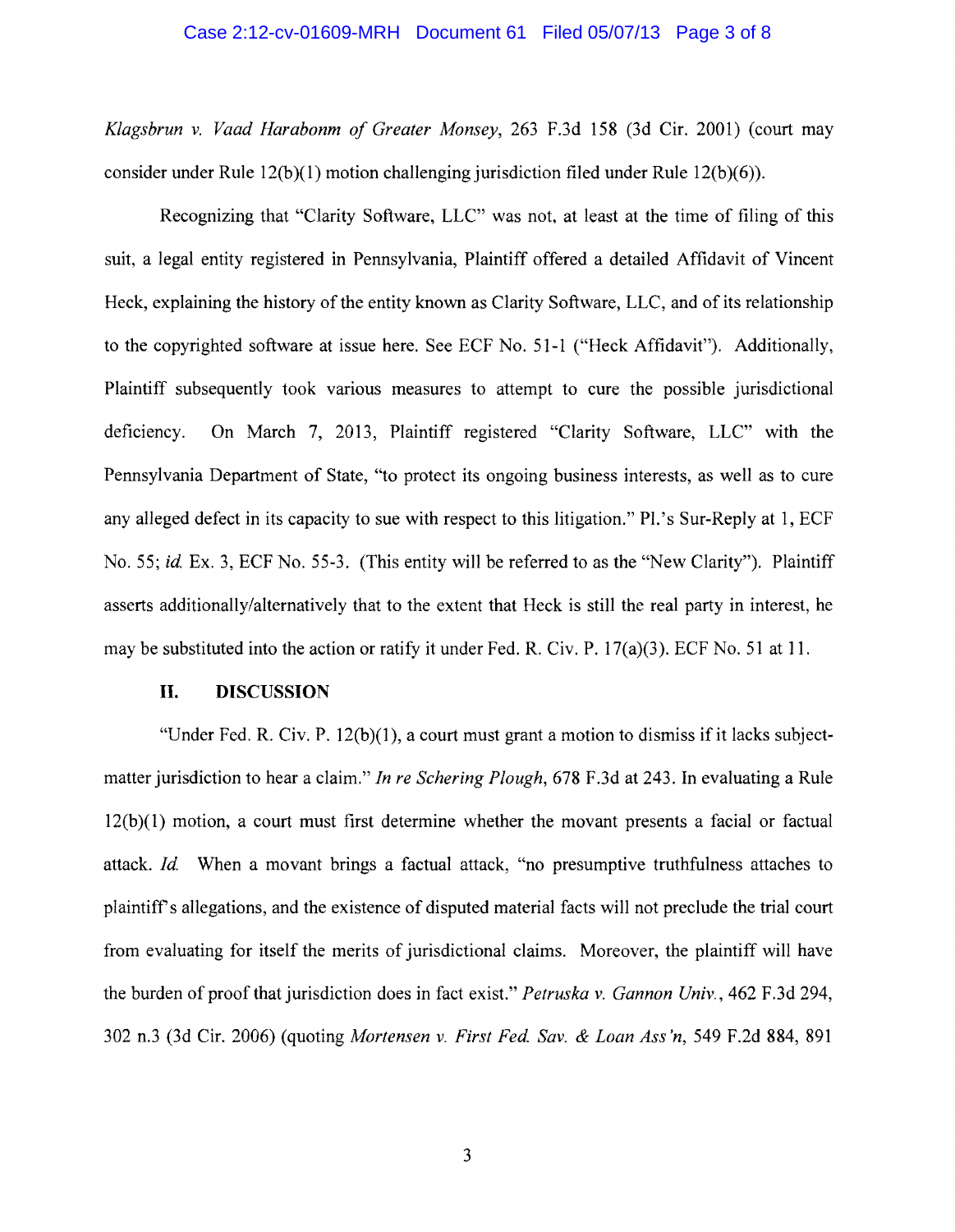*Klagsbrun v. Vaad Harabonm of Greater Monsey*, 263 F.3d 158 (3d Cir. 2001) (court may consider under Rule 12(b)(1) motion challenging jurisdiction filed under Rule 12(b)(6)).

Recognizing that "Clarity Software, LLC" was not, at least at the time of filing of this suit, a legal entity registered in Pennsylvania, Plaintiff offered a detailed Affidavit of Vincent Heck, explaining the history of the entity known as Clarity Software, LLC, and of its relationship to the copyrighted software at issue here. See ECF No. 51-1 ("Heck Affidavit"). Additionally, Plaintiff subsequently took various measures to attempt to cure the possible jurisdictional deficiency. On March 7, 2013, Plaintiff registered "Clarity Software, LLC" with the Pennsylvania Department of State, "to protect its ongoing business interests, as well as to cure any alleged defect in its capacity to sue with respect to this litigation." Pl.'s Sur-Reply at 1, ECF No. 55; *id.* Ex. 3, ECF No. 55-3. (This entity will be referred to as the "New Clarity"). Plaintiff asserts additionally/alternatively that to the extent that Heck is still the real party in interest, he may be substituted into the action or ratify it under Fed. R. Civ. P. 17(a)(3). ECF No. 51 at 11.

## II. DISCUSSION

"Under Fed. R. Civ. P. 12(b)(1), a court must grant a motion to dismiss if it lacks subject-matter jurisdiction to hear a claim." *In re Schering Plough*, 678 F.3d at 243. In evaluating a Rule 12(b)(1) motion, a court must first determine whether the movant presents a facial or factual attack. *Id.* When a movant brings a factual attack, "no presumptive truthfulness attaches to plaintiff's allegations, and the existence of disputed material facts will not preclude the trial court from evaluating for itself the merits of jurisdictional claims. Moreover, the plaintiff will have the burden of proof that jurisdiction does in fact exist." *Petruska v. Gannon Univ.*, 462 F.3d 294, 302 n.3 (3d Cir. 2006) (quoting *Mortensen v. First Fed. Sav. & Loan Ass'n*, 549 F.2d 884, 891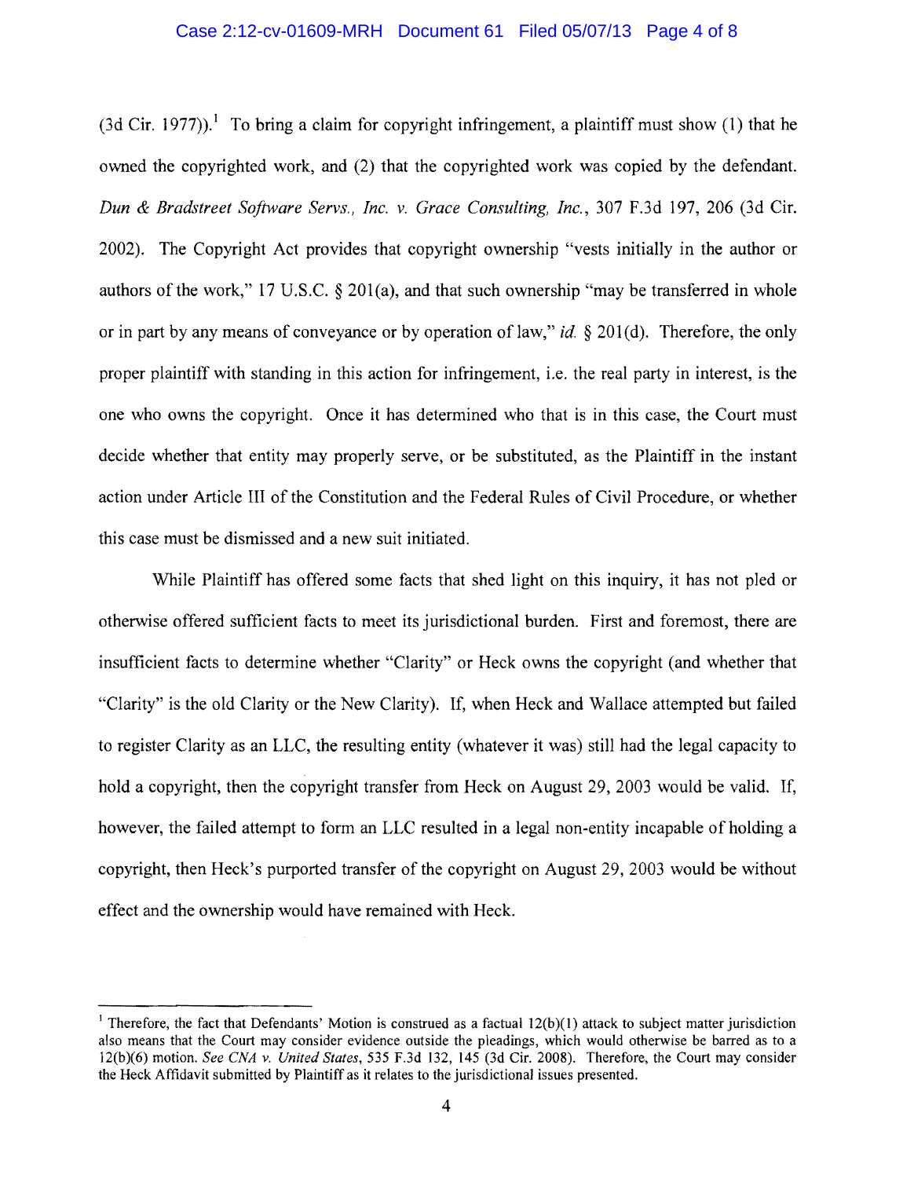(3d Cir. 1977)).[1] To bring a claim for copyright infringement, a plaintiff must show (1) that he owned the copyrighted work, and (2) that the copyrighted work was copied by the defendant. *Dun & Bradstreet Software Servs., Inc. v. Grace Consulting, Inc.*, 307 F.3d 197, 206 (3d Cir. 2002). The Copyright Act provides that copyright ownership "vests initially in the author or authors of the work," 17 U.S.C. § 201(a), and that such ownership "may be transferred in whole or in part by any means of conveyance or by operation of law," *id.* § 201(d). Therefore, the only proper plaintiff with standing in this action for infringement, i.e. the real party in interest, is the one who owns the copyright. Once it has determined who that is in this case, the Court must decide whether that entity may properly serve, or be substituted, as the Plaintiff in the instant action under Article III of the Constitution and the Federal Rules of Civil Procedure, or whether this case must be dismissed and a new suit initiated.

While Plaintiff has offered some facts that shed light on this inquiry, it has not pled or otherwise offered sufficient facts to meet its jurisdictional burden. First and foremost, there are insufficient facts to determine whether "Clarity" or Heck owns the copyright (and whether that "Clarity" is the old Clarity or the New Clarity). If, when Heck and Wallace attempted but failed to register Clarity as an LLC, the resulting entity (whatever it was) still had the legal capacity to hold a copyright, then the copyright transfer from Heck on August 29, 2003 would be valid. If, however, the failed attempt to form an LLC resulted in a legal non-entity incapable of holding a copyright, then Heck's purported transfer of the copyright on August 29, 2003 would be without effect and the ownership would have remained with Heck.

---

[1] Therefore, the fact that Defendants' Motion is construed as a factual 12(b)(1) attack to subject matter jurisdiction also means that the Court may consider evidence outside the pleadings, which would otherwise be barred as to a 12(b)(6) motion. *See CNA v. United States*, 535 F.3d 132, 145 (3d Cir. 2008). Therefore, the Court may consider the Heck Affidavit submitted by Plaintiff as it relates to the jurisdictional issues presented.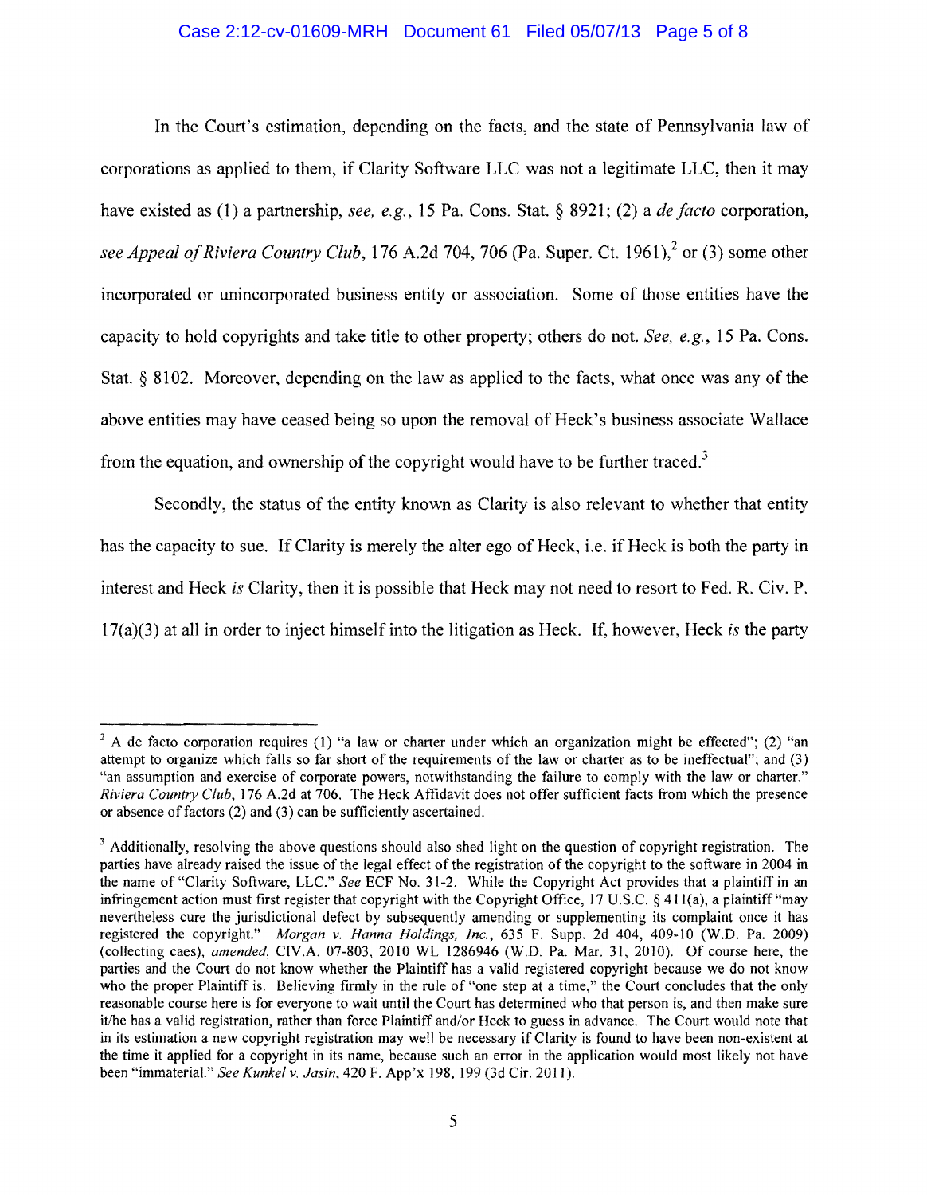In the Court's estimation, depending on the facts, and the state of Pennsylvania law of corporations as applied to them, if Clarity Software LLC was not a legitimate LLC, then it may have existed as (1) a partnership, *see, e.g.*, 15 Pa. Cons. Stat. § 8921; (2) a *de facto* corporation, *see Appeal of Riviera Country Club*, 176 A.2d 704, 706 (Pa. Super. Ct. 1961),[2] or (3) some other incorporated or unincorporated business entity or association. Some of those entities have the capacity to hold copyrights and take title to other property; others do not. *See, e.g.*, 15 Pa. Cons. Stat. § 8102. Moreover, depending on the law as applied to the facts, what once was any of the above entities may have ceased being so upon the removal of Heck's business associate Wallace from the equation, and ownership of the copyright would have to be further traced.[3]

Secondly, the status of the entity known as Clarity is also relevant to whether that entity has the capacity to sue. If Clarity is merely the alter ego of Heck, i.e. if Heck is both the party in interest and Heck *is* Clarity, then it is possible that Heck may not need to resort to Fed. R. Civ. P. 17(a)(3) at all in order to inject himself into the litigation as Heck. If, however, Heck *is* the party

---

[2] A de facto corporation requires (1) "a law or charter under which an organization might be effected"; (2) "an attempt to organize which falls so far short of the requirements of the law or charter as to be ineffectual"; and (3) "an assumption and exercise of corporate powers, notwithstanding the failure to comply with the law or charter." *Riviera Country Club*, 176 A.2d at 706. The Heck Affidavit does not offer sufficient facts from which the presence or absence of factors (2) and (3) can be sufficiently ascertained.

[3] Additionally, resolving the above questions should also shed light on the question of copyright registration. The parties have already raised the issue of the legal effect of the registration of the copyright to the software in 2004 in the name of "Clarity Software, LLC." *See* ECF No. 31-2. While the Copyright Act provides that a plaintiff in an infringement action must first register that copyright with the Copyright Office, 17 U.S.C. § 411(a), a plaintiff "may nevertheless cure the jurisdictional defect by subsequently amending or supplementing its complaint once it has registered the copyright." *Morgan v. Hanna Holdings, Inc.*, 635 F. Supp. 2d 404, 409-10 (W.D. Pa. 2009) (collecting caes), *amended*, CIV.A. 07-803, 2010 WL 1286946 (W.D. Pa. Mar. 31, 2010). Of course here, the parties and the Court do not know whether the Plaintiff has a valid registered copyright because we do not know who the proper Plaintiff is. Believing firmly in the rule of "one step at a time," the Court concludes that the only reasonable course here is for everyone to wait until the Court has determined who that person is, and then make sure it/he has a valid registration, rather than force Plaintiff and/or Heck to guess in advance. The Court would note that in its estimation a new copyright registration may well be necessary if Clarity is found to have been non-existent at the time it applied for a copyright in its name, because such an error in the application would most likely not have been "immaterial." *See Kunkel v. Jasin*, 420 F. App'x 198, 199 (3d Cir. 2011).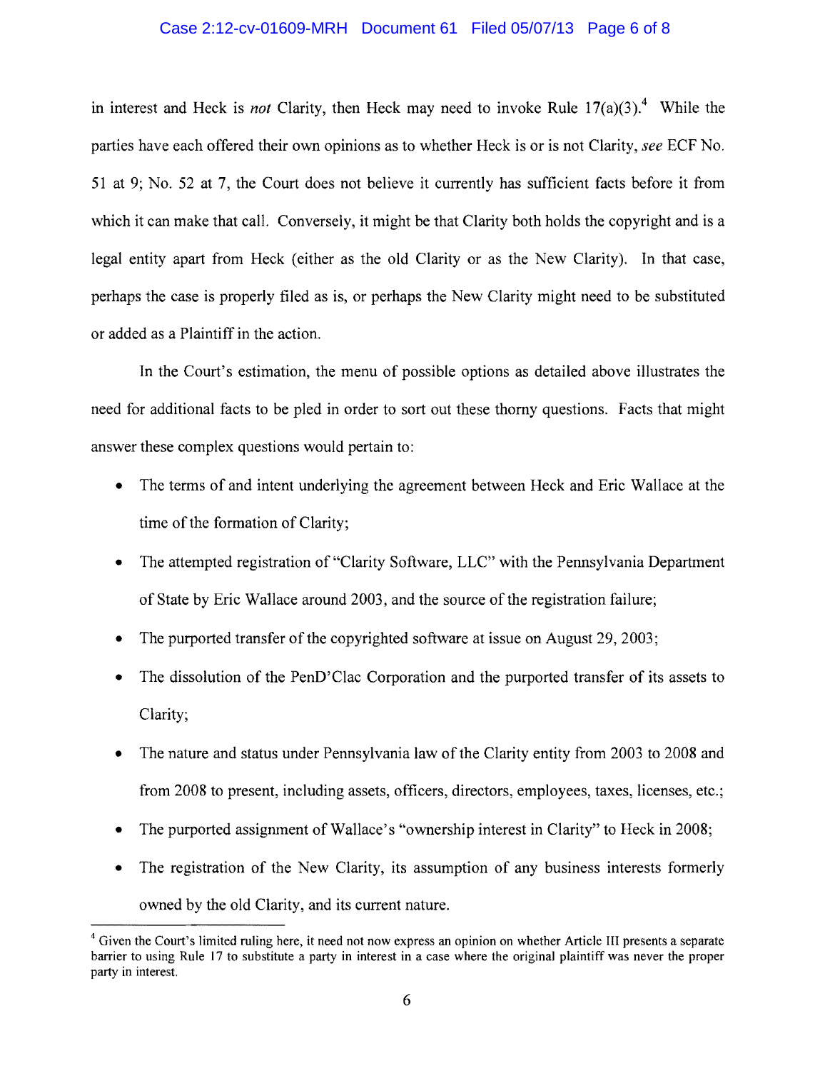in interest and Heck is *not* Clarity, then Heck may need to invoke Rule 17(a)(3).[4] While the parties have each offered their own opinions as to whether Heck is or is not Clarity, *see* ECF No. 51 at 9; No. 52 at 7, the Court does not believe it currently has sufficient facts before it from which it can make that call. Conversely, it might be that Clarity both holds the copyright and is a legal entity apart from Heck (either as the old Clarity or as the New Clarity). In that case, perhaps the case is properly filed as is, or perhaps the New Clarity might need to be substituted or added as a Plaintiff in the action.

In the Court's estimation, the menu of possible options as detailed above illustrates the need for additional facts to be pled in order to sort out these thorny questions. Facts that might answer these complex questions would pertain to:

- The terms of and intent underlying the agreement between Heck and Eric Wallace at the time of the formation of Clarity;
- The attempted registration of "Clarity Software, LLC" with the Pennsylvania Department of State by Eric Wallace around 2003, and the source of the registration failure;
- The purported transfer of the copyrighted software at issue on August 29, 2003;
- The dissolution of the PenD'Clac Corporation and the purported transfer of its assets to Clarity;
- The nature and status under Pennsylvania law of the Clarity entity from 2003 to 2008 and from 2008 to present, including assets, officers, directors, employees, taxes, licenses, etc.;
- The purported assignment of Wallace's "ownership interest in Clarity" to Heck in 2008;
- The registration of the New Clarity, its assumption of any business interests formerly owned by the old Clarity, and its current nature.

[4] Given the Court's limited ruling here, it need not now express an opinion on whether Article III presents a separate barrier to using Rule 17 to substitute a party in interest in a case where the original plaintiff was never the proper party in interest.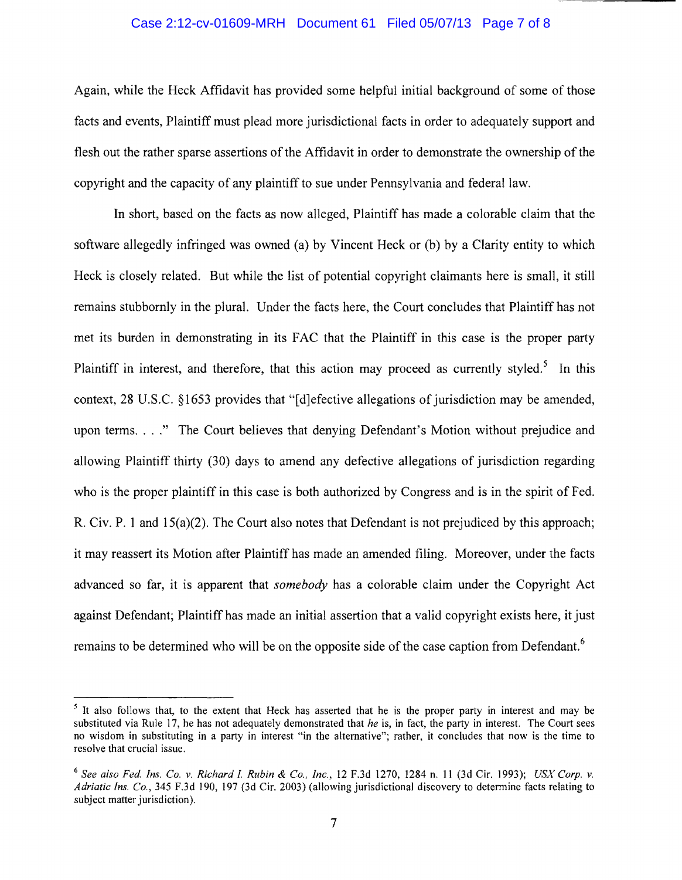Again, while the Heck Affidavit has provided some helpful initial background of some of those facts and events, Plaintiff must plead more jurisdictional facts in order to adequately support and flesh out the rather sparse assertions of the Affidavit in order to demonstrate the ownership of the copyright and the capacity of any plaintiff to sue under Pennsylvania and federal law.

In short, based on the facts as now alleged, Plaintiff has made a colorable claim that the software allegedly infringed was owned (a) by Vincent Heck or (b) by a Clarity entity to which Heck is closely related. But while the list of potential copyright claimants here is small, it still remains stubbornly in the plural. Under the facts here, the Court concludes that Plaintiff has not met its burden in demonstrating in its FAC that the Plaintiff in this case is the proper party Plaintiff in interest, and therefore, that this action may proceed as currently styled.[5] In this context, 28 U.S.C. §1653 provides that "[d]efective allegations of jurisdiction may be amended, upon terms. . . ." The Court believes that denying Defendant's Motion without prejudice and allowing Plaintiff thirty (30) days to amend any defective allegations of jurisdiction regarding who is the proper plaintiff in this case is both authorized by Congress and is in the spirit of Fed. R. Civ. P. 1 and 15(a)(2). The Court also notes that Defendant is not prejudiced by this approach; it may reassert its Motion after Plaintiff has made an amended filing. Moreover, under the facts advanced so far, it is apparent that *somebody* has a colorable claim under the Copyright Act against Defendant; Plaintiff has made an initial assertion that a valid copyright exists here, it just remains to be determined who will be on the opposite side of the case caption from Defendant.[6]

---

[5] It also follows that, to the extent that Heck has asserted that he is the proper party in interest and may be substituted via Rule 17, he has not adequately demonstrated that *he* is, in fact, the party in interest. The Court sees no wisdom in substituting in a party in interest "in the alternative"; rather, it concludes that now is the time to resolve that crucial issue.

[6] *See also Fed. Ins. Co. v. Richard I. Rubin & Co., Inc.*, 12 F.3d 1270, 1284 n. 11 (3d Cir. 1993); *USX Corp. v. Adriatic Ins. Co.*, 345 F.3d 190, 197 (3d Cir. 2003) (allowing jurisdictional discovery to determine facts relating to subject matter jurisdiction).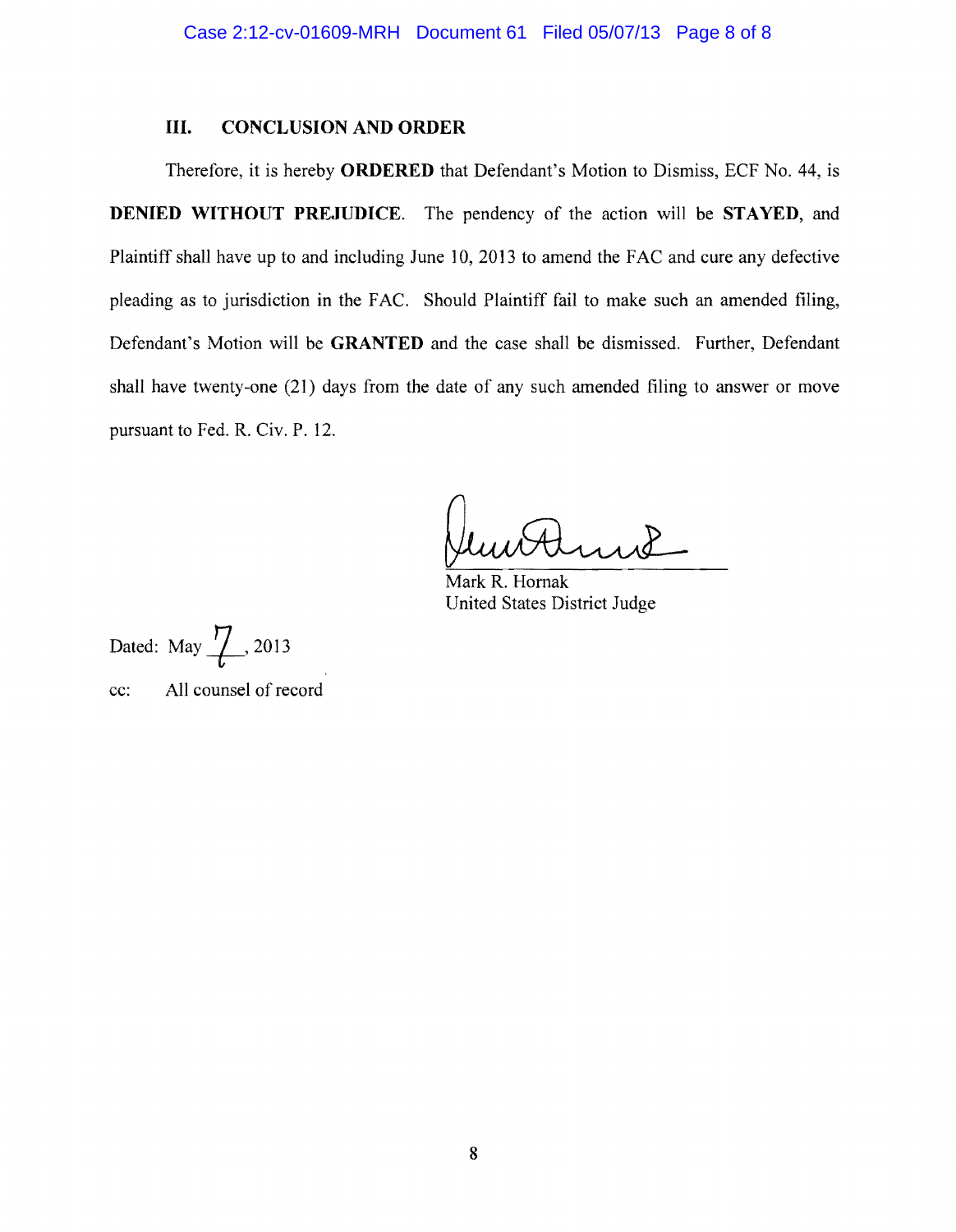## III. CONCLUSION AND ORDER

Therefore, it is hereby **ORDERED** that Defendant's Motion to Dismiss, ECF No. 44, is **DENIED WITHOUT PREJUDICE**. The pendency of the action will be **STAYED**, and Plaintiff shall have up to and including June 10, 2013 to amend the FAC and cure any defective pleading as to jurisdiction in the FAC. Should Plaintiff fail to make such an amended filing, Defendant's Motion will be **GRANTED** and the case shall be dismissed. Further, Defendant shall have twenty-one (21) days from the date of any such amended filing to answer or move pursuant to Fed. R. Civ. P. 12.

Mark R. Hornak
United States District Judge

Dated: May 7, 2013

cc: All counsel of record